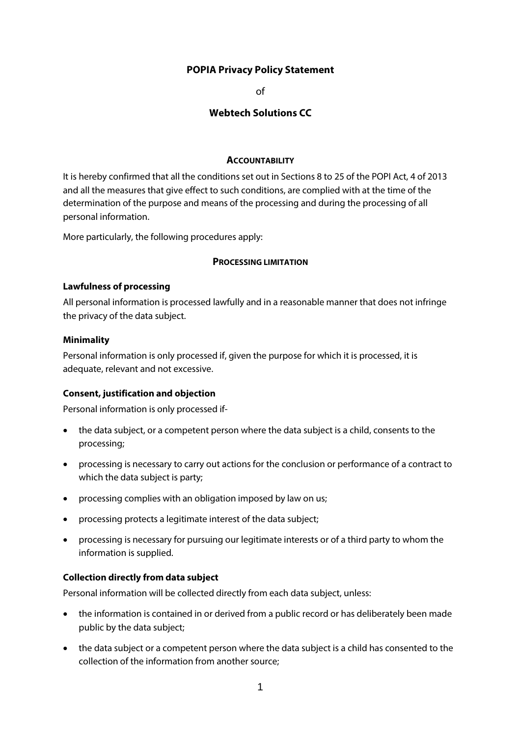# POPIA Privacy Policy Statement

of

## Webtech Solutions CC

### ACCOUNTABILITY

It is hereby confirmed that all the conditions set out in Sections 8 to 25 of the POPI Act, 4 of 2013 and all the measures that give effect to such conditions, are complied with at the time of the determination of the purpose and means of the processing and during the processing of all personal information.

More particularly, the following procedures apply:

### PROCESSING LIMITATION

**Lawfulness of processing**

All personal information is processed lawfully and in a reasonable manner that does not infringe the privacy of the data subject.

**Minimality**

Personal information is only processed if, given the purpose for which it is processed, it is adequate, relevant and not excessive.

**Consent, justification and objection**

Personal information is only processed if-

- the data subject, or a competent person where the data subject is a child, consents to the processing;
- processing is necessary to carry out actions for the conclusion or performance of a contract to which the data subject is party;
- processing complies with an obligation imposed by law on us;
- processing protects a legitimate interest of the data subject;
- processing is necessary for pursuing our legitimate interests or of a third party to whom the information is supplied.

**Collection directly from data subject**

Personal information will be collected directly from each data subject, unless:

- the information is contained in or derived from a public record or has deliberately been made public by the data subject;
- the data subject or a competent person where the data subject is a child has consented to the collection of the information from another source;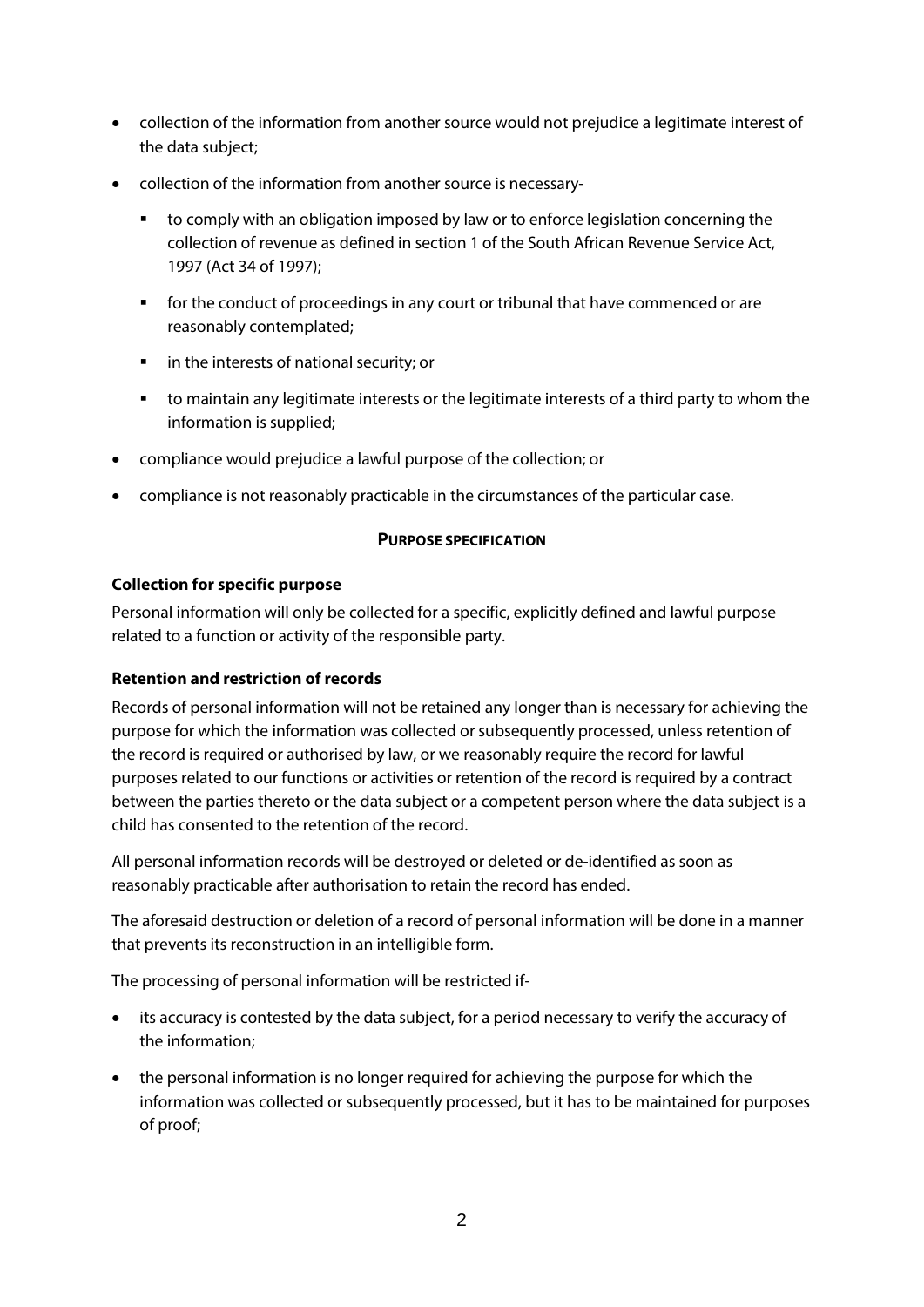- collection of the information from another source would not prejudice a legitimate interest of the data subject;
- collection of the information from another source is necessary-
  - to comply with an obligation imposed by law or to enforce legislation concerning the collection of revenue as defined in section 1 of the South African Revenue Service Act, 1997 (Act 34 of 1997);
  - for the conduct of proceedings in any court or tribunal that have commenced or are reasonably contemplated;
  - in the interests of national security; or
  - to maintain any legitimate interests or the legitimate interests of a third party to whom the information is supplied;
- compliance would prejudice a lawful purpose of the collection; or
- compliance is not reasonably practicable in the circumstances of the particular case.

## PURPOSE SPECIFICATION

**Collection for specific purpose**

Personal information will only be collected for a specific, explicitly defined and lawful purpose related to a function or activity of the responsible party.

**Retention and restriction of records**

Records of personal information will not be retained any longer than is necessary for achieving the purpose for which the information was collected or subsequently processed, unless retention of the record is required or authorised by law, or we reasonably require the record for lawful purposes related to our functions or activities or retention of the record is required by a contract between the parties thereto or the data subject or a competent person where the data subject is a child has consented to the retention of the record.

All personal information records will be destroyed or deleted or de-identified as soon as reasonably practicable after authorisation to retain the record has ended.

The aforesaid destruction or deletion of a record of personal information will be done in a manner that prevents its reconstruction in an intelligible form.

The processing of personal information will be restricted if-

- its accuracy is contested by the data subject, for a period necessary to verify the accuracy of the information;
- the personal information is no longer required for achieving the purpose for which the information was collected or subsequently processed, but it has to be maintained for purposes of proof;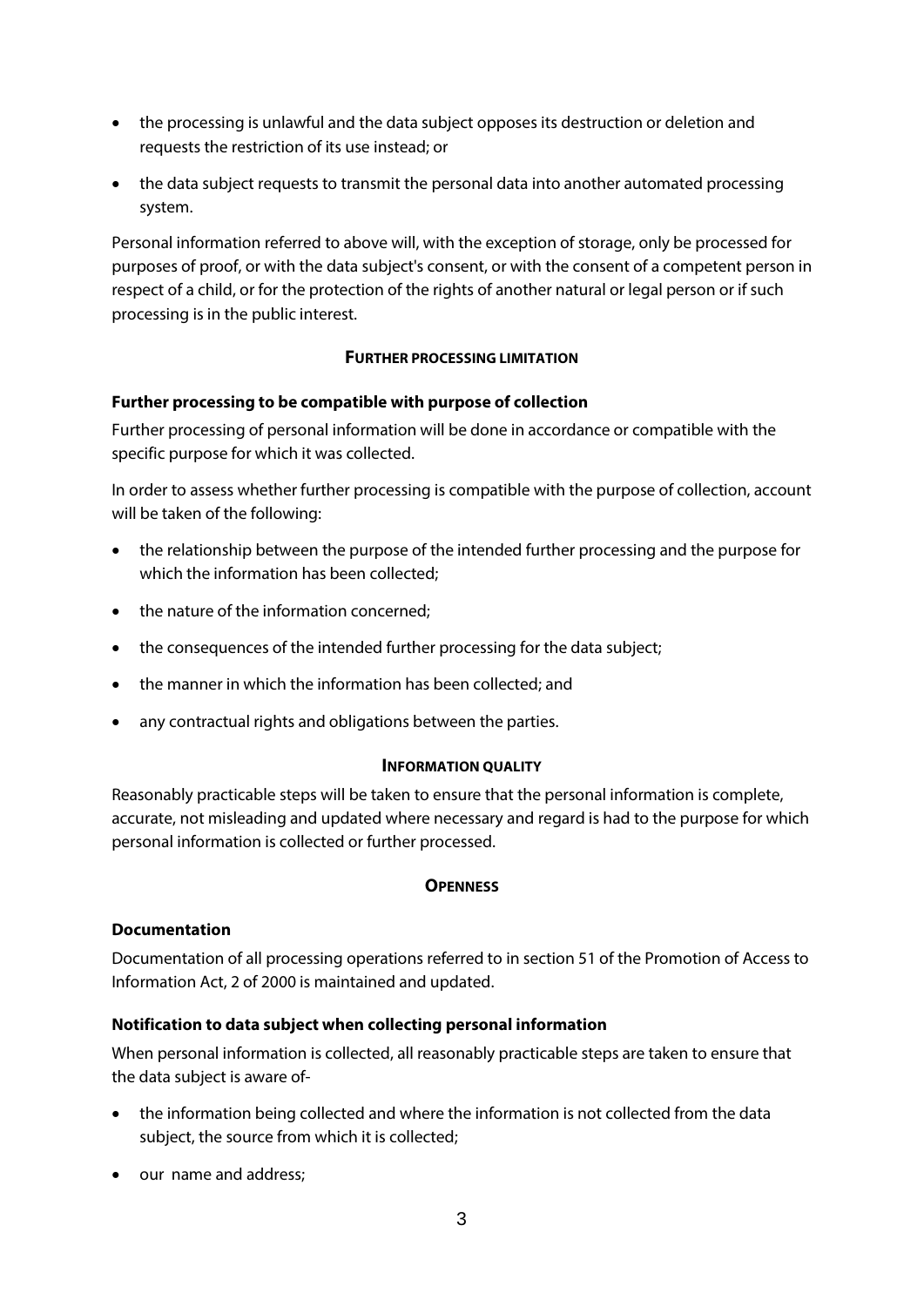- the processing is unlawful and the data subject opposes its destruction or deletion and requests the restriction of its use instead; or
- the data subject requests to transmit the personal data into another automated processing system.

Personal information referred to above will, with the exception of storage, only be processed for purposes of proof, or with the data subject's consent, or with the consent of a competent person in respect of a child, or for the protection of the rights of another natural or legal person or if such processing is in the public interest.

## FURTHER PROCESSING LIMITATION

### Further processing to be compatible with purpose of collection

Further processing of personal information will be done in accordance or compatible with the specific purpose for which it was collected.

In order to assess whether further processing is compatible with the purpose of collection, account will be taken of the following:

- the relationship between the purpose of the intended further processing and the purpose for which the information has been collected;
- the nature of the information concerned;
- the consequences of the intended further processing for the data subject;
- the manner in which the information has been collected; and
- any contractual rights and obligations between the parties.

## INFORMATION QUALITY

Reasonably practicable steps will be taken to ensure that the personal information is complete, accurate, not misleading and updated where necessary and regard is had to the purpose for which personal information is collected or further processed.

## OPENNESS

### Documentation

Documentation of all processing operations referred to in section 51 of the Promotion of Access to Information Act, 2 of 2000 is maintained and updated.

### Notification to data subject when collecting personal information

When personal information is collected, all reasonably practicable steps are taken to ensure that the data subject is aware of-

- the information being collected and where the information is not collected from the data subject, the source from which it is collected;
- our name and address;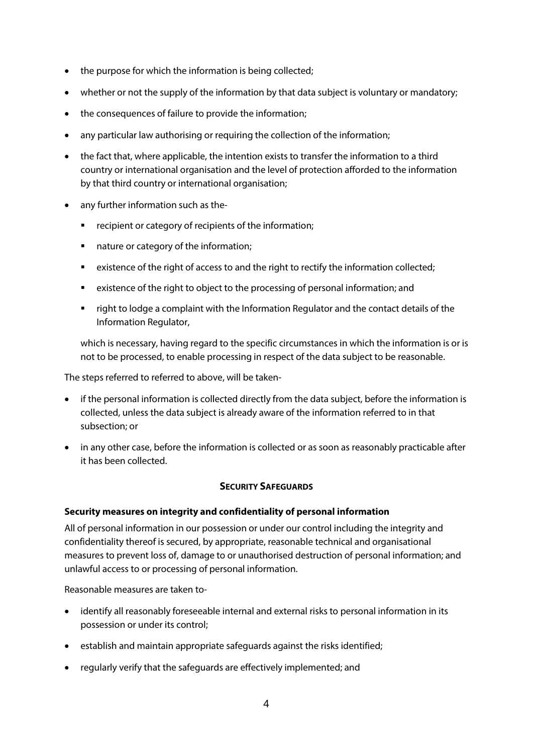- the purpose for which the information is being collected;
- whether or not the supply of the information by that data subject is voluntary or mandatory;
- the consequences of failure to provide the information;
- any particular law authorising or requiring the collection of the information;
- the fact that, where applicable, the intention exists to transfer the information to a third country or international organisation and the level of protection afforded to the information by that third country or international organisation;
- any further information such as the-
  - recipient or category of recipients of the information;
  - nature or category of the information;
  - existence of the right of access to and the right to rectify the information collected;
  - existence of the right to object to the processing of personal information; and
  - right to lodge a complaint with the Information Regulator and the contact details of the Information Regulator,

  which is necessary, having regard to the specific circumstances in which the information is or is not to be processed, to enable processing in respect of the data subject to be reasonable.

The steps referred to referred to above, will be taken-

- if the personal information is collected directly from the data subject, before the information is collected, unless the data subject is already aware of the information referred to in that subsection; or
- in any other case, before the information is collected or as soon as reasonably practicable after it has been collected.

## SECURITY SAFEGUARDS

**Security measures on integrity and confidentiality of personal information**

All of personal information in our possession or under our control including the integrity and confidentiality thereof is secured, by appropriate, reasonable technical and organisational measures to prevent loss of, damage to or unauthorised destruction of personal information; and unlawful access to or processing of personal information.

Reasonable measures are taken to-

- identify all reasonably foreseeable internal and external risks to personal information in its possession or under its control;
- establish and maintain appropriate safeguards against the risks identified;
- regularly verify that the safeguards are effectively implemented; and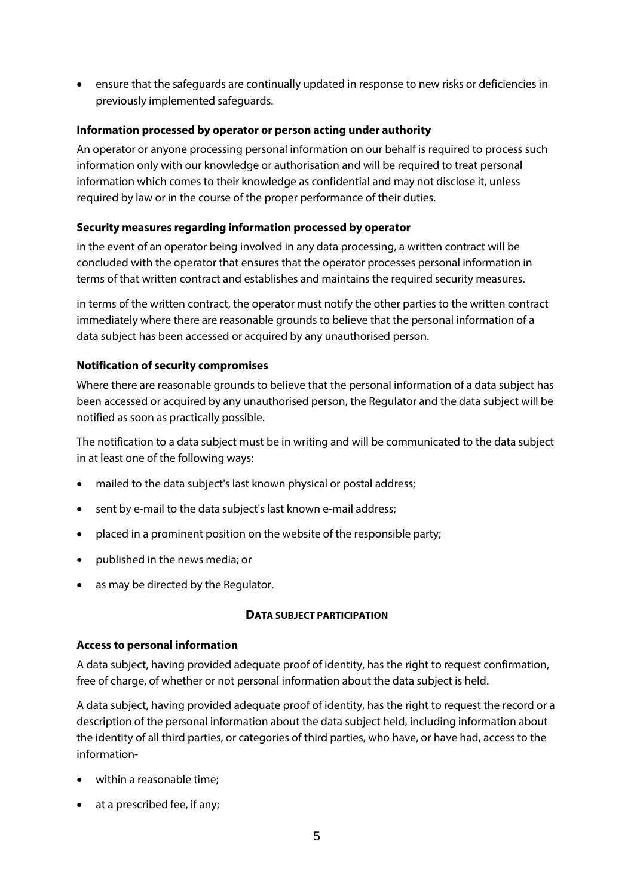- ensure that the safeguards are continually updated in response to new risks or deficiencies in previously implemented safeguards.

**Information processed by operator or person acting under authority**

An operator or anyone processing personal information on our behalf is required to process such information only with our knowledge or authorisation and will be required to treat personal information which comes to their knowledge as confidential and may not disclose it, unless required by law or in the course of the proper performance of their duties.

**Security measures regarding information processed by operator**

in the event of an operator being involved in any data processing, a written contract will be concluded with the operator that ensures that the operator processes personal information in terms of that written contract and establishes and maintains the required security measures.

in terms of the written contract, the operator must notify the other parties to the written contract immediately where there are reasonable grounds to believe that the personal information of a data subject has been accessed or acquired by any unauthorised person.

**Notification of security compromises**

Where there are reasonable grounds to believe that the personal information of a data subject has been accessed or acquired by any unauthorised person, the Regulator and the data subject will be notified as soon as practically possible.

The notification to a data subject must be in writing and will be communicated to the data subject in at least one of the following ways:

- mailed to the data subject's last known physical or postal address;
- sent by e-mail to the data subject's last known e-mail address;
- placed in a prominent position on the website of the responsible party;
- published in the news media; or
- as may be directed by the Regulator.

## DATA SUBJECT PARTICIPATION

**Access to personal information**

A data subject, having provided adequate proof of identity, has the right to request confirmation, free of charge, of whether or not personal information about the data subject is held.

A data subject, having provided adequate proof of identity, has the right to request the record or a description of the personal information about the data subject held, including information about the identity of all third parties, or categories of third parties, who have, or have had, access to the information-

- within a reasonable time;
- at a prescribed fee, if any;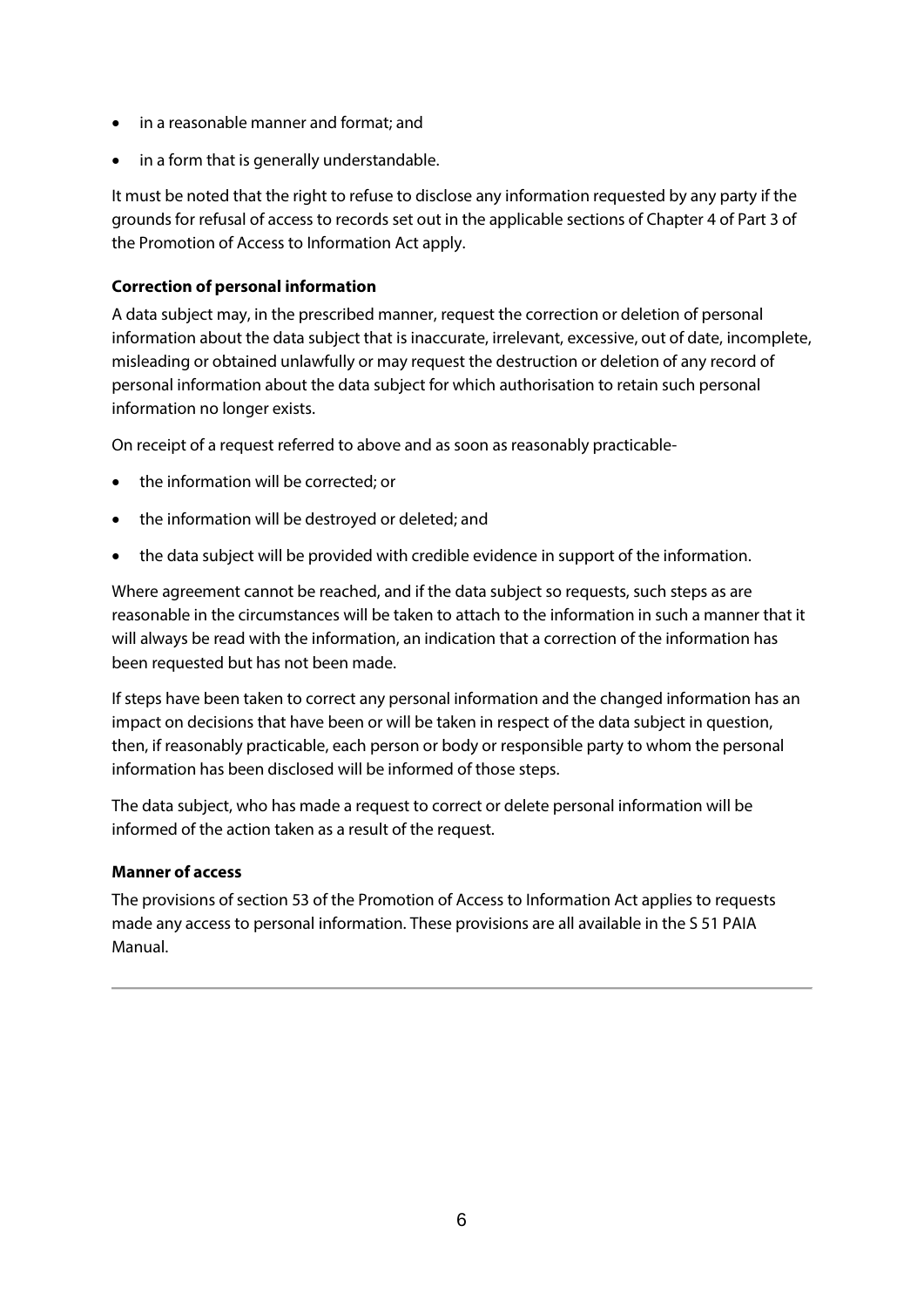- in a reasonable manner and format; and
- in a form that is generally understandable.

It must be noted that the right to refuse to disclose any information requested by any party if the grounds for refusal of access to records set out in the applicable sections of Chapter 4 of Part 3 of the Promotion of Access to Information Act apply.

**Correction of personal information**

A data subject may, in the prescribed manner, request the correction or deletion of personal information about the data subject that is inaccurate, irrelevant, excessive, out of date, incomplete, misleading or obtained unlawfully or may request the destruction or deletion of any record of personal information about the data subject for which authorisation to retain such personal information no longer exists.

On receipt of a request referred to above and as soon as reasonably practicable-

- the information will be corrected; or
- the information will be destroyed or deleted; and
- the data subject will be provided with credible evidence in support of the information.

Where agreement cannot be reached, and if the data subject so requests, such steps as are reasonable in the circumstances will be taken to attach to the information in such a manner that it will always be read with the information, an indication that a correction of the information has been requested but has not been made.

If steps have been taken to correct any personal information and the changed information has an impact on decisions that have been or will be taken in respect of the data subject in question, then, if reasonably practicable, each person or body or responsible party to whom the personal information has been disclosed will be informed of those steps.

The data subject, who has made a request to correct or delete personal information will be informed of the action taken as a result of the request.

**Manner of access**

The provisions of section 53 of the Promotion of Access to Information Act applies to requests made any access to personal information. These provisions are all available in the S 51 PAIA Manual.